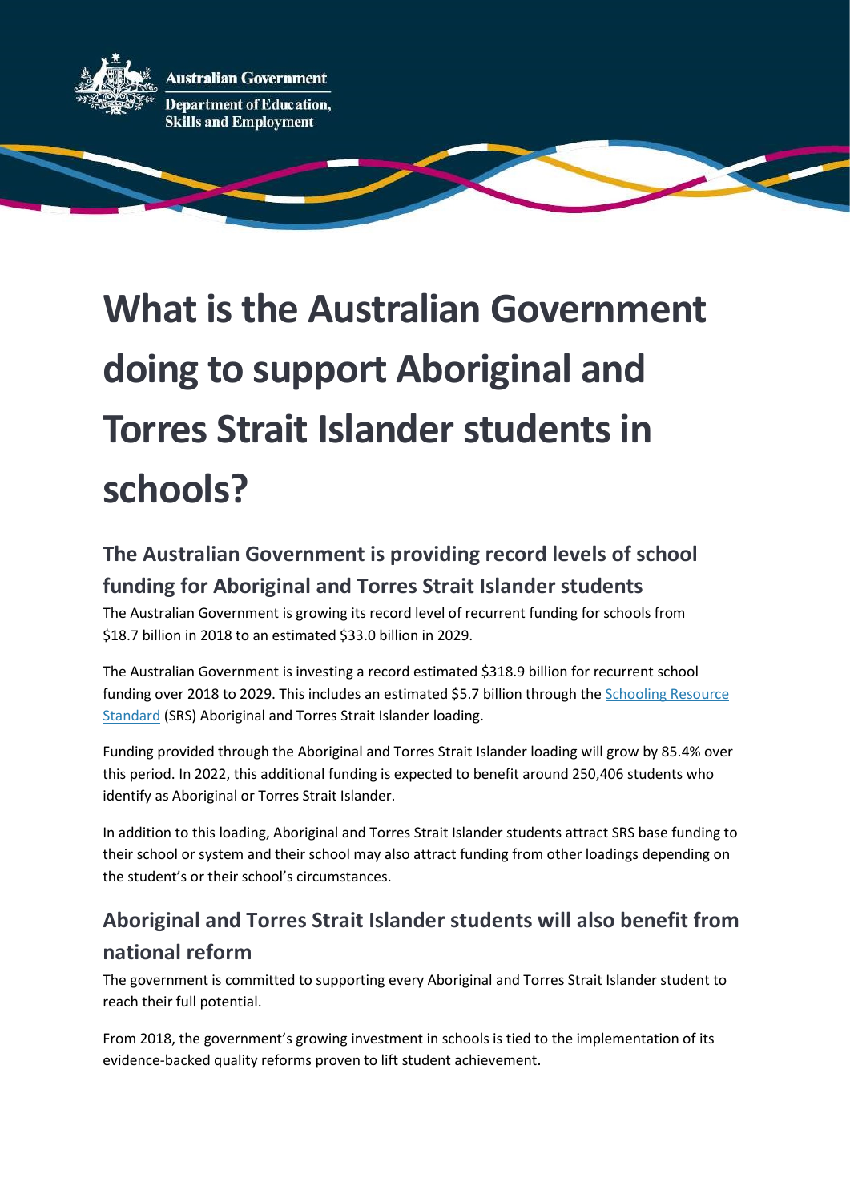Australian Government

Department of Education, Skills and Employment

# What is the Australian Government doing to support Aboriginal and Torres Strait Islander students in schools?

## The Australian Government is providing record levels of school funding for Aboriginal and Torres Strait Islander students

The Australian Government is growing its record level of recurrent funding for schools from $18.7 billion in 2018 to an estimated $33.0 billion in 2029.

The Australian Government is investing a record estimated $318.9 billion for recurrent school funding over 2018 to 2029. This includes an estimated $5.7 billion through the Schooling Resource Standard (SRS) Aboriginal and Torres Strait Islander loading.

Funding provided through the Aboriginal and Torres Strait Islander loading will grow by 85.4% over this period. In 2022, this additional funding is expected to benefit around 250,406 students who identify as Aboriginal or Torres Strait Islander.

In addition to this loading, Aboriginal and Torres Strait Islander students attract SRS base funding to their school or system and their school may also attract funding from other loadings depending on the student's or their school's circumstances.

## Aboriginal and Torres Strait Islander students will also benefit from national reform

The government is committed to supporting every Aboriginal and Torres Strait Islander student to reach their full potential.

From 2018, the government's growing investment in schools is tied to the implementation of its evidence-backed quality reforms proven to lift student achievement.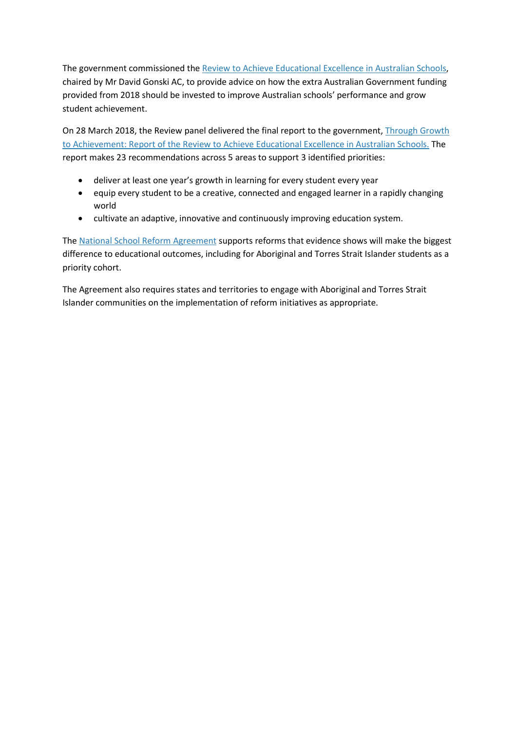The government commissioned the Review to Achieve Educational Excellence in Australian Schools, chaired by Mr David Gonski AC, to provide advice on how the extra Australian Government funding provided from 2018 should be invested to improve Australian schools' performance and grow student achievement.

On 28 March 2018, the Review panel delivered the final report to the government, Through Growth to Achievement: Report of the Review to Achieve Educational Excellence in Australian Schools. The report makes 23 recommendations across 5 areas to support 3 identified priorities:

- deliver at least one year's growth in learning for every student every year
- equip every student to be a creative, connected and engaged learner in a rapidly changing world
- cultivate an adaptive, innovative and continuously improving education system.

The National School Reform Agreement supports reforms that evidence shows will make the biggest difference to educational outcomes, including for Aboriginal and Torres Strait Islander students as a priority cohort.

The Agreement also requires states and territories to engage with Aboriginal and Torres Strait Islander communities on the implementation of reform initiatives as appropriate.